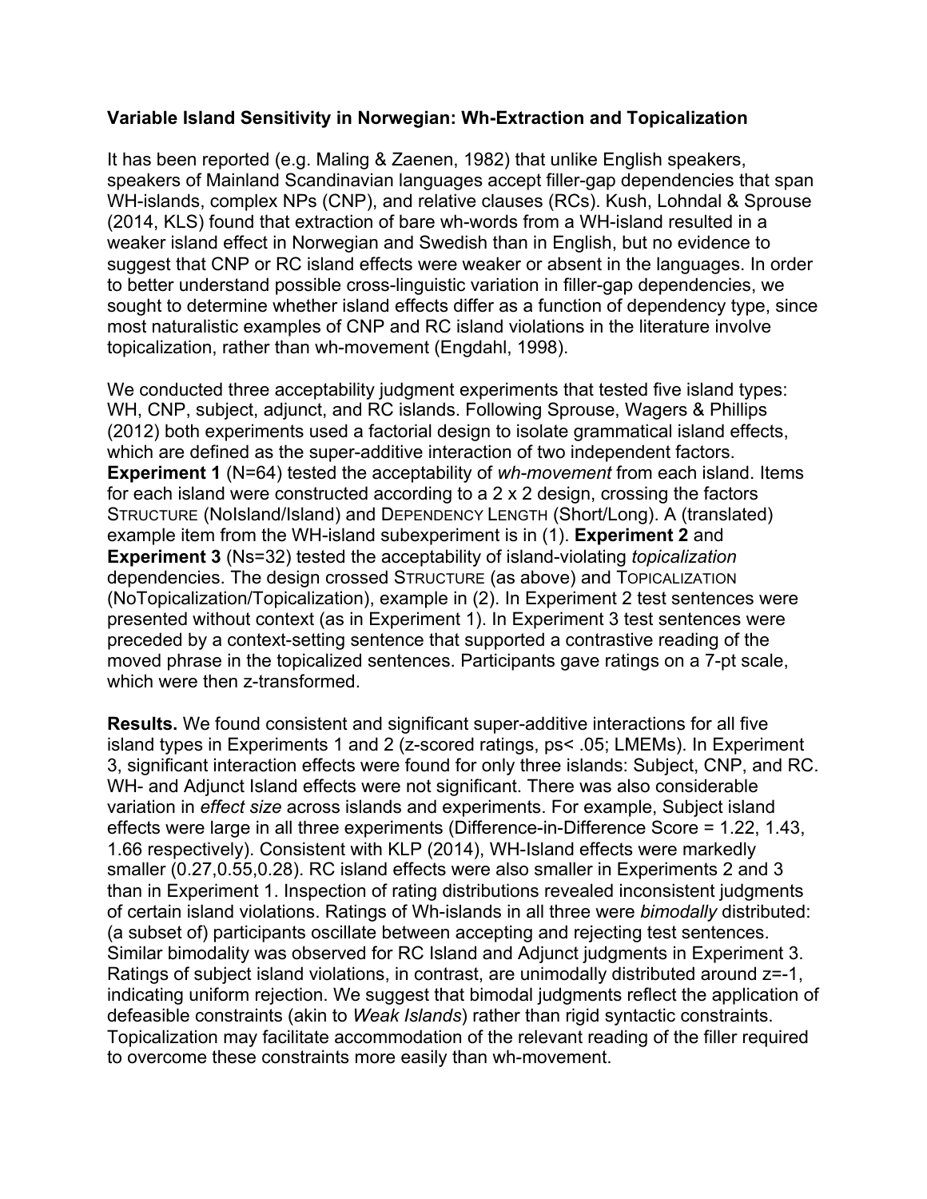**Variable Island Sensitivity in Norwegian: Wh-Extraction and Topicalization**

It has been reported (e.g. Maling & Zaenen, 1982) that unlike English speakers, speakers of Mainland Scandinavian languages accept filler-gap dependencies that span WH-islands, complex NPs (CNP), and relative clauses (RCs). Kush, Lohndal & Sprouse (2014, KLS) found that extraction of bare wh-words from a WH-island resulted in a weaker island effect in Norwegian and Swedish than in English, but no evidence to suggest that CNP or RC island effects were weaker or absent in the languages. In order to better understand possible cross-linguistic variation in filler-gap dependencies, we sought to determine whether island effects differ as a function of dependency type, since most naturalistic examples of CNP and RC island violations in the literature involve topicalization, rather than wh-movement (Engdahl, 1998).

We conducted three acceptability judgment experiments that tested five island types: WH, CNP, subject, adjunct, and RC islands. Following Sprouse, Wagers & Phillips (2012) both experiments used a factorial design to isolate grammatical island effects, which are defined as the super-additive interaction of two independent factors. **Experiment 1** (N=64) tested the acceptability of *wh-movement* from each island. Items for each island were constructed according to a 2 x 2 design, crossing the factors STRUCTURE (NoIsland/Island) and DEPENDENCY LENGTH (Short/Long). A (translated) example item from the WH-island subexperiment is in (1). **Experiment 2** and **Experiment 3** (Ns=32) tested the acceptability of island-violating *topicalization* dependencies. The design crossed STRUCTURE (as above) and TOPICALIZATION (NoTopicalization/Topicalization), example in (2). In Experiment 2 test sentences were presented without context (as in Experiment 1). In Experiment 3 test sentences were preceded by a context-setting sentence that supported a contrastive reading of the moved phrase in the topicalized sentences. Participants gave ratings on a 7-pt scale, which were then z-transformed.

**Results.** We found consistent and significant super-additive interactions for all five island types in Experiments 1 and 2 (z-scored ratings, ps< .05; LMEMs). In Experiment 3, significant interaction effects were found for only three islands: Subject, CNP, and RC. WH- and Adjunct Island effects were not significant. There was also considerable variation in *effect size* across islands and experiments. For example, Subject island effects were large in all three experiments (Difference-in-Difference Score = 1.22, 1.43, 1.66 respectively). Consistent with KLP (2014), WH-Island effects were markedly smaller (0.27,0.55,0.28). RC island effects were also smaller in Experiments 2 and 3 than in Experiment 1. Inspection of rating distributions revealed inconsistent judgments of certain island violations. Ratings of Wh-islands in all three were *bimodally* distributed: (a subset of) participants oscillate between accepting and rejecting test sentences. Similar bimodality was observed for RC Island and Adjunct judgments in Experiment 3. Ratings of subject island violations, in contrast, are unimodally distributed around z=-1, indicating uniform rejection. We suggest that bimodal judgments reflect the application of defeasible constraints (akin to *Weak Islands*) rather than rigid syntactic constraints. Topicalization may facilitate accommodation of the relevant reading of the filler required to overcome these constraints more easily than wh-movement.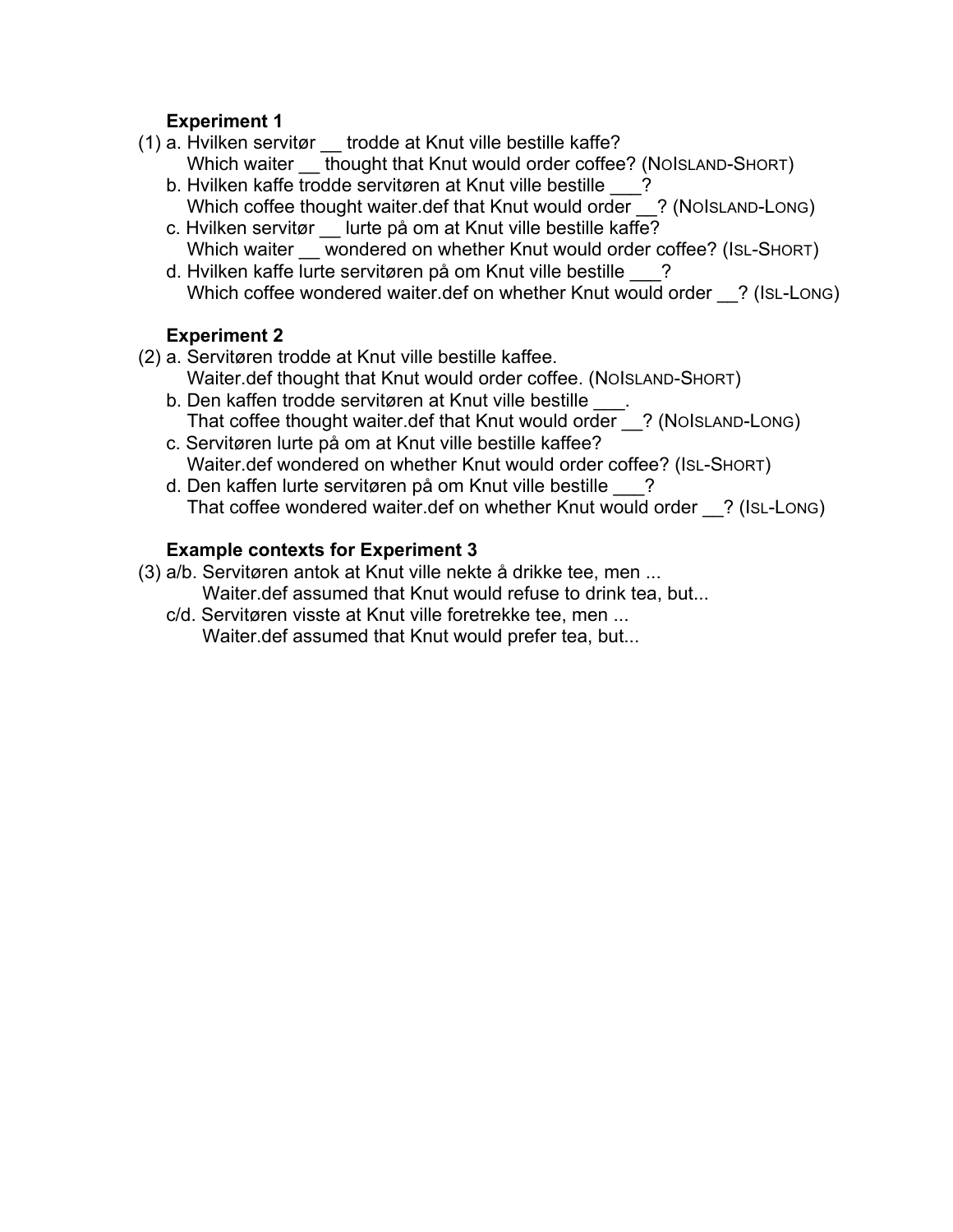**Experiment 1**

(1) a. Hvilken servitør __ trodde at Knut ville bestille kaffe?
Which waiter __ thought that Knut would order coffee? (NOISLAND-SHORT)

b. Hvilken kaffe trodde servitøren at Knut ville bestille ___?
Which coffee thought waiter.def that Knut would order __? (NOISLAND-LONG)

c. Hvilken servitør __ lurte på om at Knut ville bestille kaffe?
Which waiter __ wondered on whether Knut would order coffee? (ISL-SHORT)

d. Hvilken kaffe lurte servitøren på om Knut ville bestille ___?
Which coffee wondered waiter.def on whether Knut would order __? (ISL-LONG)

**Experiment 2**

(2) a. Servitøren trodde at Knut ville bestille kaffee.
Waiter.def thought that Knut would order coffee. (NOISLAND-SHORT)

b. Den kaffen trodde servitøren at Knut ville bestille ___.
That coffee thought waiter.def that Knut would order __? (NOISLAND-LONG)

c. Servitøren lurte på om at Knut ville bestille kaffee?
Waiter.def wondered on whether Knut would order coffee? (ISL-SHORT)

d. Den kaffen lurte servitøren på om Knut ville bestille ___?
That coffee wondered waiter.def on whether Knut would order __? (ISL-LONG)

**Example contexts for Experiment 3**

(3) a/b. Servitøren antok at Knut ville nekte å drikke tee, men ...
Waiter.def assumed that Knut would refuse to drink tea, but...

c/d. Servitøren visste at Knut ville foretrekke tee, men ...
Waiter.def assumed that Knut would prefer tea, but...